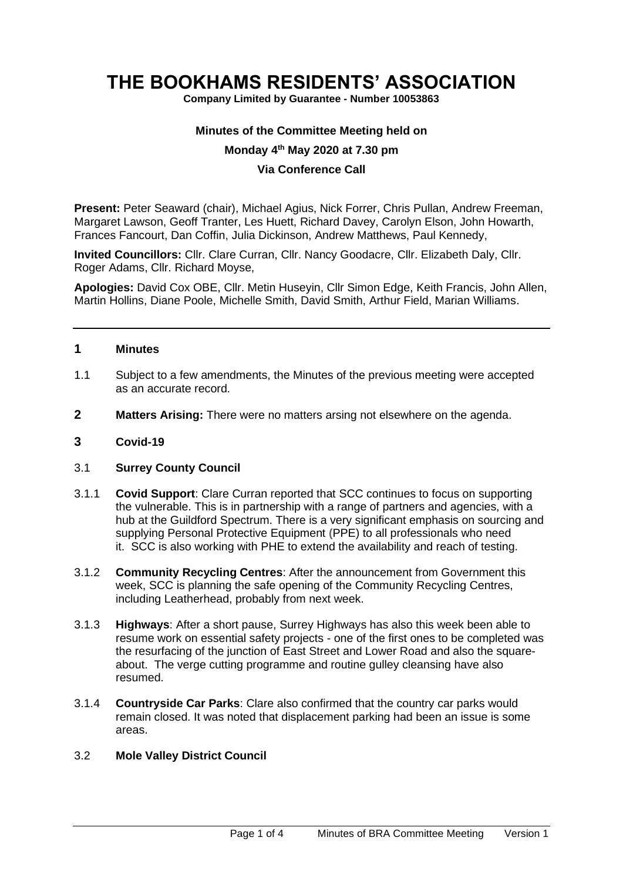# THE BOOKHAMS RESIDENTS' ASSOCIATION

**Company Limited by Guarantee - Number 10053863**

**Minutes of the Committee Meeting held on**

**Monday 4th May 2020 at 7.30 pm**

**Via Conference Call**

**Present:** Peter Seaward (chair), Michael Agius, Nick Forrer, Chris Pullan, Andrew Freeman, Margaret Lawson, Geoff Tranter, Les Huett, Richard Davey, Carolyn Elson, John Howarth, Frances Fancourt, Dan Coffin, Julia Dickinson, Andrew Matthews, Paul Kennedy,

**Invited Councillors:** Cllr. Clare Curran, Cllr. Nancy Goodacre, Cllr. Elizabeth Daly, Cllr. Roger Adams, Cllr. Richard Moyse,

**Apologies:** David Cox OBE, Cllr. Metin Huseyin, Cllr Simon Edge, Keith Francis, John Allen, Martin Hollins, Diane Poole, Michelle Smith, David Smith, Arthur Field, Marian Williams.

---

## 1 Minutes

1.1 Subject to a few amendments, the Minutes of the previous meeting were accepted as an accurate record.

## 2 Matters Arising: There were no matters arsing not elsewhere on the agenda.

## 3 Covid-19

### 3.1 Surrey County Council

3.1.1 **Covid Support**: Clare Curran reported that SCC continues to focus on supporting the vulnerable. This is in partnership with a range of partners and agencies, with a hub at the Guildford Spectrum. There is a very significant emphasis on sourcing and supplying Personal Protective Equipment (PPE) to all professionals who need it. SCC is also working with PHE to extend the availability and reach of testing.

3.1.2 **Community Recycling Centres**: After the announcement from Government this week, SCC is planning the safe opening of the Community Recycling Centres, including Leatherhead, probably from next week.

3.1.3 **Highways**: After a short pause, Surrey Highways has also this week been able to resume work on essential safety projects - one of the first ones to be completed was the resurfacing of the junction of East Street and Lower Road and also the square-about. The verge cutting programme and routine gulley cleansing have also resumed.

3.1.4 **Countryside Car Parks**: Clare also confirmed that the country car parks would remain closed. It was noted that displacement parking had been an issue is some areas.

### 3.2 Mole Valley District Council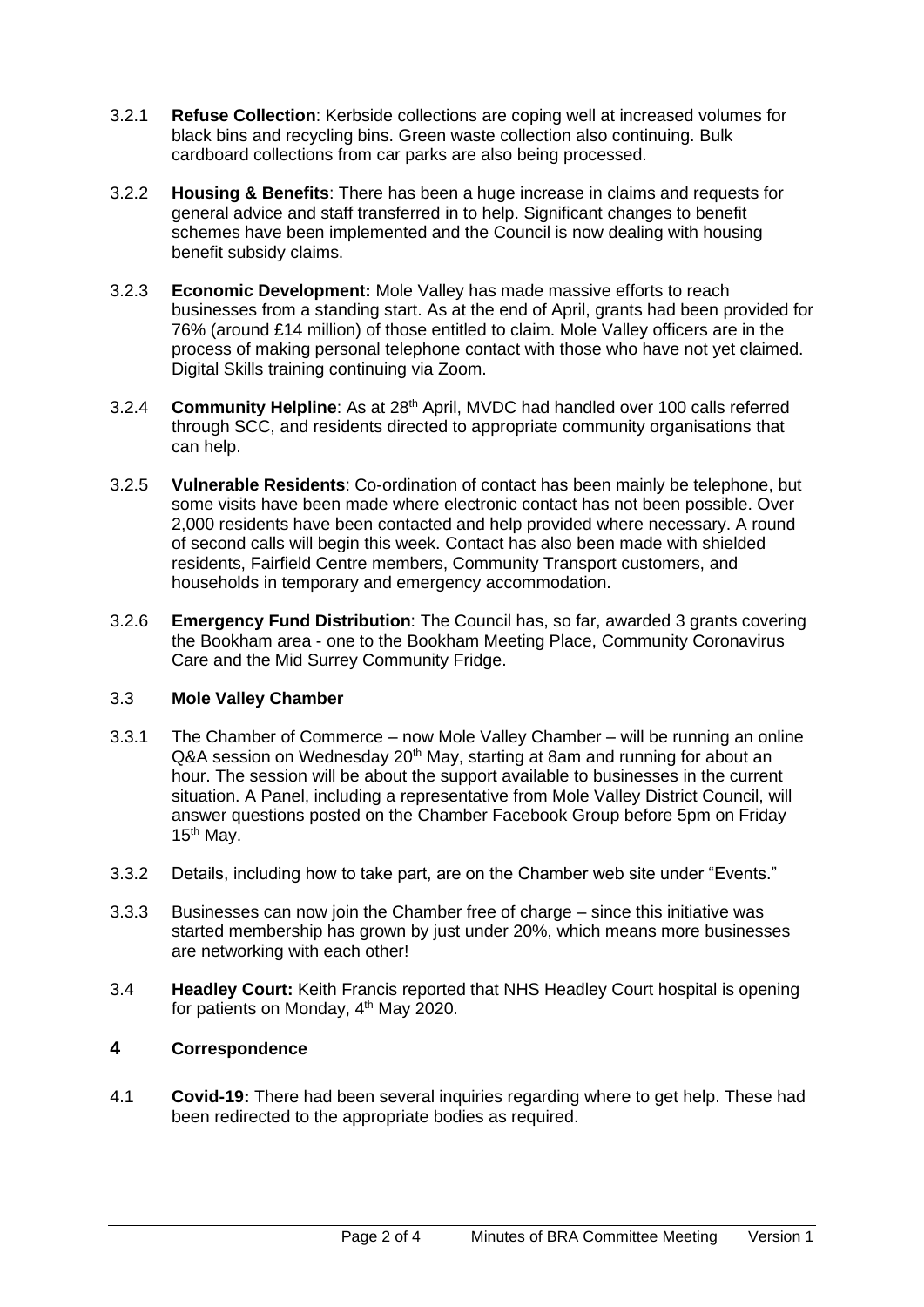3.2.1 **Refuse Collection**: Kerbside collections are coping well at increased volumes for black bins and recycling bins. Green waste collection also continuing. Bulk cardboard collections from car parks are also being processed.

3.2.2 **Housing & Benefits**: There has been a huge increase in claims and requests for general advice and staff transferred in to help. Significant changes to benefit schemes have been implemented and the Council is now dealing with housing benefit subsidy claims.

3.2.3 **Economic Development:** Mole Valley has made massive efforts to reach businesses from a standing start. As at the end of April, grants had been provided for 76% (around £14 million) of those entitled to claim. Mole Valley officers are in the process of making personal telephone contact with those who have not yet claimed. Digital Skills training continuing via Zoom.

3.2.4 **Community Helpline**: As at 28th April, MVDC had handled over 100 calls referred through SCC, and residents directed to appropriate community organisations that can help.

3.2.5 **Vulnerable Residents**: Co-ordination of contact has been mainly be telephone, but some visits have been made where electronic contact has not been possible. Over 2,000 residents have been contacted and help provided where necessary. A round of second calls will begin this week. Contact has also been made with shielded residents, Fairfield Centre members, Community Transport customers, and households in temporary and emergency accommodation.

3.2.6 **Emergency Fund Distribution**: The Council has, so far, awarded 3 grants covering the Bookham area - one to the Bookham Meeting Place, Community Coronavirus Care and the Mid Surrey Community Fridge.

### 3.3 Mole Valley Chamber

3.3.1 The Chamber of Commerce – now Mole Valley Chamber – will be running an online Q&A session on Wednesday 20th May, starting at 8am and running for about an hour. The session will be about the support available to businesses in the current situation. A Panel, including a representative from Mole Valley District Council, will answer questions posted on the Chamber Facebook Group before 5pm on Friday 15th May.

3.3.2 Details, including how to take part, are on the Chamber web site under "Events."

3.3.3 Businesses can now join the Chamber free of charge – since this initiative was started membership has grown by just under 20%, which means more businesses are networking with each other!

3.4 **Headley Court:** Keith Francis reported that NHS Headley Court hospital is opening for patients on Monday, 4th May 2020.

## 4 Correspondence

4.1 **Covid-19:** There had been several inquiries regarding where to get help. These had been redirected to the appropriate bodies as required.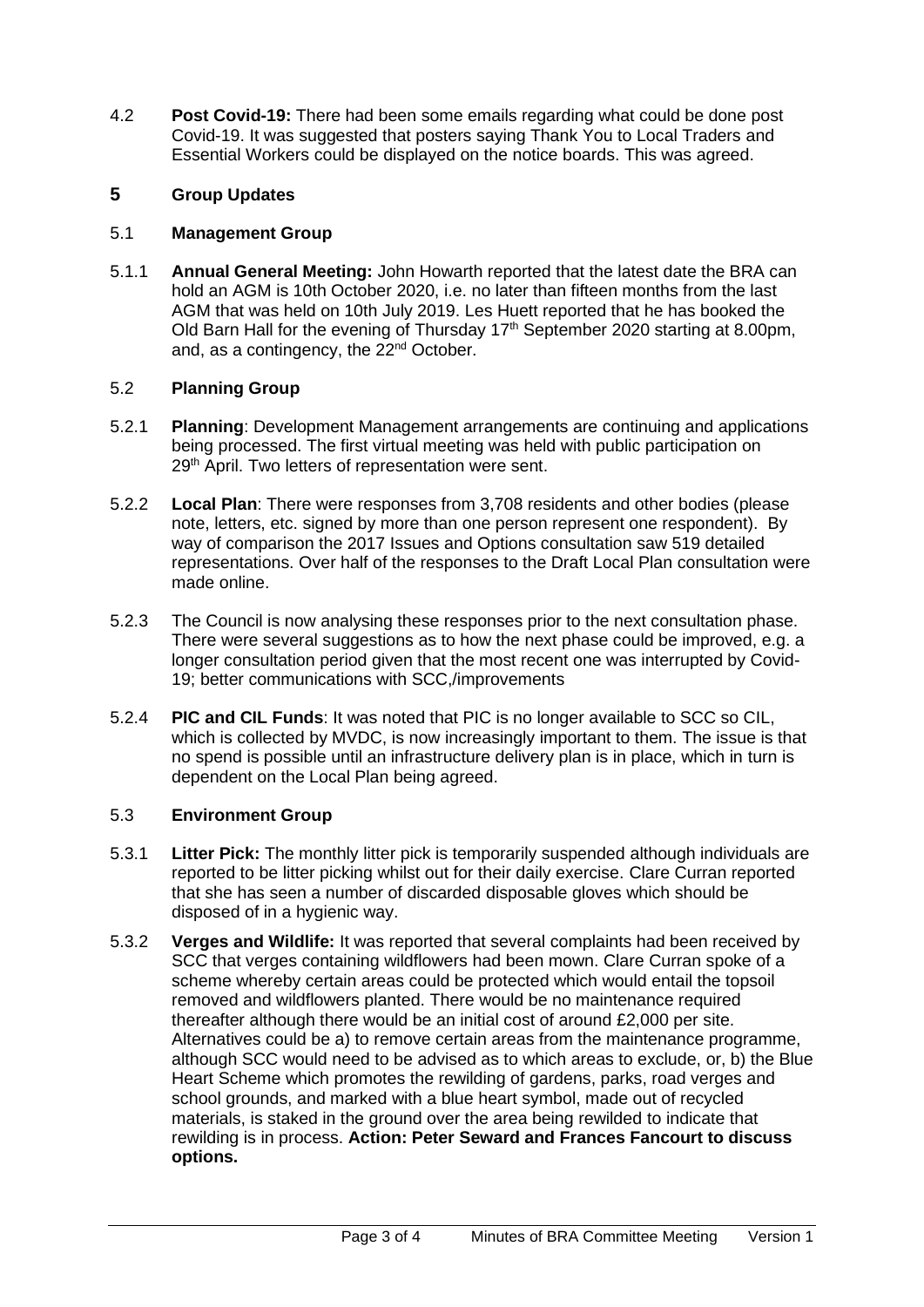4.2 **Post Covid-19:** There had been some emails regarding what could be done post Covid-19. It was suggested that posters saying Thank You to Local Traders and Essential Workers could be displayed on the notice boards. This was agreed.

## 5 Group Updates

### 5.1 Management Group

5.1.1 **Annual General Meeting:** John Howarth reported that the latest date the BRA can hold an AGM is 10th October 2020, i.e. no later than fifteen months from the last AGM that was held on 10th July 2019. Les Huett reported that he has booked the Old Barn Hall for the evening of Thursday 17th September 2020 starting at 8.00pm, and, as a contingency, the 22nd October.

### 5.2 Planning Group

5.2.1 **Planning**: Development Management arrangements are continuing and applications being processed. The first virtual meeting was held with public participation on 29th April. Two letters of representation were sent.

5.2.2 **Local Plan**: There were responses from 3,708 residents and other bodies (please note, letters, etc. signed by more than one person represent one respondent). By way of comparison the 2017 Issues and Options consultation saw 519 detailed representations. Over half of the responses to the Draft Local Plan consultation were made online.

5.2.3 The Council is now analysing these responses prior to the next consultation phase. There were several suggestions as to how the next phase could be improved, e.g. a longer consultation period given that the most recent one was interrupted by Covid-19; better communications with SCC,/improvements

5.2.4 **PIC and CIL Funds**: It was noted that PIC is no longer available to SCC so CIL, which is collected by MVDC, is now increasingly important to them. The issue is that no spend is possible until an infrastructure delivery plan is in place, which in turn is dependent on the Local Plan being agreed.

### 5.3 Environment Group

5.3.1 **Litter Pick:** The monthly litter pick is temporarily suspended although individuals are reported to be litter picking whilst out for their daily exercise. Clare Curran reported that she has seen a number of discarded disposable gloves which should be disposed of in a hygienic way.

5.3.2 **Verges and Wildlife:** It was reported that several complaints had been received by SCC that verges containing wildflowers had been mown. Clare Curran spoke of a scheme whereby certain areas could be protected which would entail the topsoil removed and wildflowers planted. There would be no maintenance required thereafter although there would be an initial cost of around £2,000 per site. Alternatives could be a) to remove certain areas from the maintenance programme, although SCC would need to be advised as to which areas to exclude, or, b) the Blue Heart Scheme which promotes the rewilding of gardens, parks, road verges and school grounds, and marked with a blue heart symbol, made out of recycled materials, is staked in the ground over the area being rewilded to indicate that rewilding is in process. **Action: Peter Seward and Frances Fancourt to discuss options.**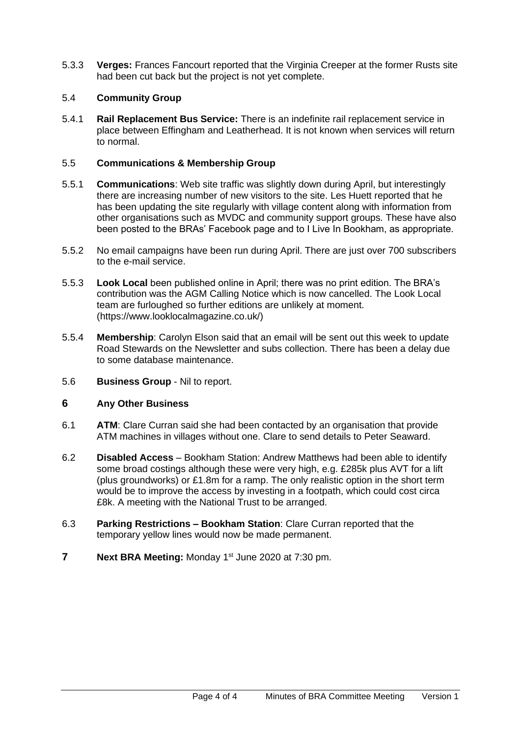5.3.3 **Verges:** Frances Fancourt reported that the Virginia Creeper at the former Rusts site had been cut back but the project is not yet complete.

5.4 **Community Group**

5.4.1 **Rail Replacement Bus Service:** There is an indefinite rail replacement service in place between Effingham and Leatherhead. It is not known when services will return to normal.

5.5 **Communications & Membership Group**

5.5.1 **Communications**: Web site traffic was slightly down during April, but interestingly there are increasing number of new visitors to the site. Les Huett reported that he has been updating the site regularly with village content along with information from other organisations such as MVDC and community support groups. These have also been posted to the BRAs' Facebook page and to I Live In Bookham, as appropriate.

5.5.2 No email campaigns have been run during April. There are just over 700 subscribers to the e-mail service.

5.5.3 **Look Local** been published online in April; there was no print edition. The BRA's contribution was the AGM Calling Notice which is now cancelled. The Look Local team are furloughed so further editions are unlikely at moment. (https://www.looklocalmagazine.co.uk/)

5.5.4 **Membership**: Carolyn Elson said that an email will be sent out this week to update Road Stewards on the Newsletter and subs collection. There has been a delay due to some database maintenance.

5.6 **Business Group** - Nil to report.

## 6 Any Other Business

6.1 **ATM**: Clare Curran said she had been contacted by an organisation that provide ATM machines in villages without one. Clare to send details to Peter Seaward.

6.2 **Disabled Access** – Bookham Station: Andrew Matthews had been able to identify some broad costings although these were very high, e.g. £285k plus AVT for a lift (plus groundworks) or £1.8m for a ramp. The only realistic option in the short term would be to improve the access by investing in a footpath, which could cost circa £8k. A meeting with the National Trust to be arranged.

6.3 **Parking Restrictions – Bookham Station**: Clare Curran reported that the temporary yellow lines would now be made permanent.

## 7 Next BRA Meeting: Monday 1st June 2020 at 7:30 pm.